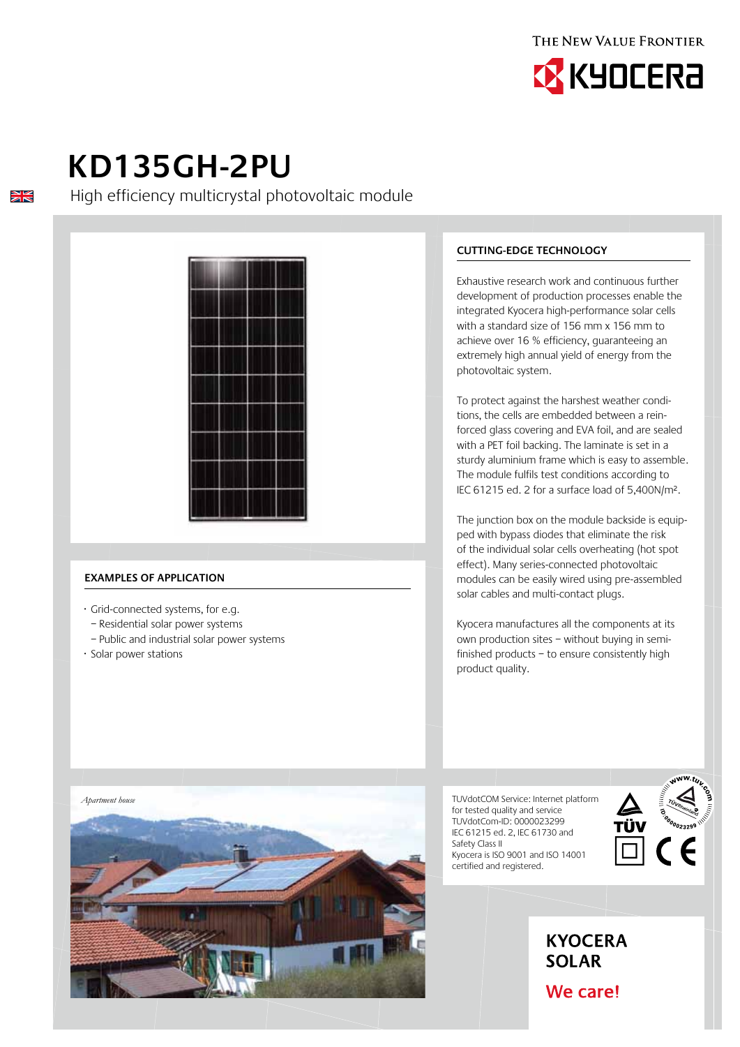THE NEW VALUE FRONTIER

KYOCERA

# KD135GH-2PU

High efficiency multicrystal photovoltaic module

## EXAMPLES OF APPLICATION

- Grid-connected systems, for e.g.
  - Residential solar power systems
  - Public and industrial solar power systems
- Solar power stations

*Apartment house*

## CUTTING-EDGE TECHNOLOGY

Exhaustive research work and continuous further development of production processes enable the integrated Kyocera high-performance solar cells with a standard size of 156 mm x 156 mm to achieve over 16 % efficiency, guaranteeing an extremely high annual yield of energy from the photovoltaic system.

To protect against the harshest weather conditions, the cells are embedded between a reinforced glass covering and EVA foil, and are sealed with a PET foil backing. The laminate is set in a sturdy aluminium frame which is easy to assemble. The module fulfils test conditions according to IEC 61215 ed. 2 for a surface load of 5,400N/m².

The junction box on the module backside is equipped with bypass diodes that eliminate the risk of the individual solar cells overheating (hot spot effect). Many series-connected photovoltaic modules can be easily wired using pre-assembled solar cables and multi-contact plugs.

Kyocera manufactures all the components at its own production sites – without buying in semi-finished products – to ensure consistently high product quality.

TUVdotCOM Service: Internet platform for tested quality and service
TUVdotCom-ID: 0000023299
IEC 61215 ed. 2, IEC 61730 and Safety Class II
Kyocera is ISO 9001 and ISO 14001 certified and registered.

**KYOCERA SOLAR**

**We care!**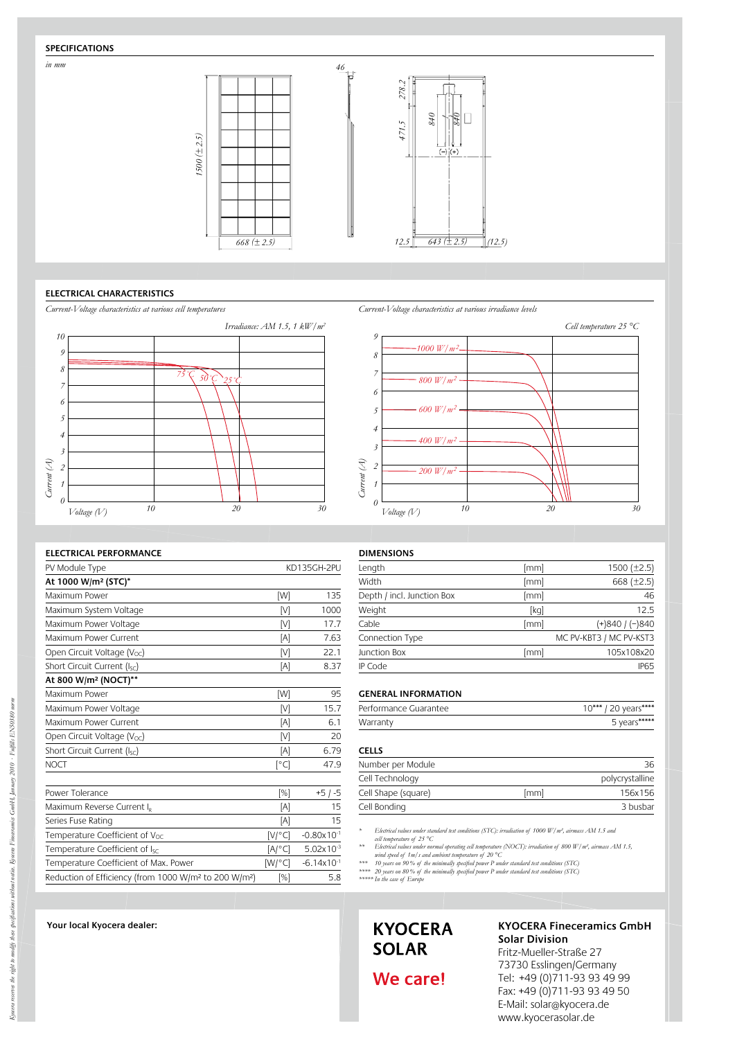## SPECIFICATIONS

*in mm*

46

278.2

471.5

840

840

(−) (+)

1500 (± 2.5)

668 (± 2.5)

12.5

643 (± 2.5)

(12.5)

## ELECTRICAL CHARACTERISTICS

*Current-Voltage characteristics at various cell temperatures*

*Irradiance: AM 1.5, 1 kW/m²*

75 °C 50 °C 25 °C

Current (A)

Voltage (V)

0 1 2 3 4 5 6 7 8 9 10

10 20 30

*Current-Voltage characteristics at various irradiance levels*

*Cell temperature 25 °C*

1000 W/m²

800 W/m²

600 W/m²

400 W/m²

200 W/m²

Current (A)

Voltage (V)

0 1 2 3 4 5 6 7 8 9

10 20 30

## ELECTRICAL PERFORMANCE

| | | |
|---|---|---|
| PV Module Type | | KD135GH-2PU |
| **At 1000 W/m² (STC)*** | | |
| Maximum Power | [W] | 135 |
| Maximum System Voltage | [V] | 1000 |
| Maximum Power Voltage | [V] | 17.7 |
| Maximum Power Current | [A] | 7.63 |
| Open Circuit Voltage ($V_{OC}$) | [V] | 22.1 |
| Short Circuit Current ($I_{SC}$) | [A] | 8.37 |
| **At 800 W/m² (NOCT)**** | | |
| Maximum Power | [W] | 95 |
| Maximum Power Voltage | [V] | 15.7 |
| Maximum Power Current | [A] | 6.1 |
| Open Circuit Voltage ($V_{OC}$) | [V] | 20 |
| Short Circuit Current ($I_{SC}$) | [A] | 6.79 |
| NOCT | [°C] | 47.9 |
| Power Tolerance | [%] | +5 / -5 |
| Maximum Reverse Current $I_R$ | [A] | 15 |
| Series Fuse Rating | [A] | 15 |
| Temperature Coefficient of $V_{OC}$ | [V/°C] | $-0.80 \times 10^{-1}$ |
| Temperature Coefficient of $I_{SC}$ | [A/°C] | $5.02 \times 10^{-3}$ |
| Temperature Coefficient of Max. Power | [W/°C] | $-6.14 \times 10^{-1}$ |
| Reduction of Efficiency (from 1000 W/m² to 200 W/m²) | [%] | 5.8 |

## DIMENSIONS

| | | |
|---|---|---|
| Length | [mm] | 1500 (±2.5) |
| Width | [mm] | 668 (±2.5) |
| Depth / incl. Junction Box | [mm] | 46 |
| Weight | [kg] | 12.5 |
| Cable | [mm] | (+)840 / (−)840 |
| Connection Type | | MC PV-KBT3 / MC PV-KST3 |
| Junction Box | [mm] | 105x108x20 |
| IP Code | | IP65 |

## GENERAL INFORMATION

| | |
|---|---|
| Performance Guarantee | 10*** / 20 years**** |
| Warranty | 5 years***** |

## CELLS

| | | |
|---|---|---|
| Number per Module | | 36 |
| Cell Technology | | polycrystalline |
| Cell Shape (square) | [mm] | 156x156 |
| Cell Bonding | | 3 busbar |

\* *Electrical values under standard test conditions (STC): irradiation of 1000 W/m², airmass AM 1.5 and cell temperature of 25 °C*

\*\* *Electrical values under normal operating cell temperature (NOCT): irradiation of 800 W/m², airmass AM 1.5, wind speed of 1m/s and ambient temperature of 20 °C*

\*\*\* *10 years on 90 % of the minimally specified power P under standard test conditions (STC)*

\*\*\*\* *20 years on 80 % of the minimally specified power P under standard test conditions (STC)*

\*\*\*\*\* *In the case of Europe*

*Kyocera reserves the right to modify these specifications without notice. Kyocera Fineceramics GmbH, January 2010 · Fulfills EN50380 norm*

**Your local Kyocera dealer:**

**KYOCERA SOLAR**

**We care!**

**KYOCERA Fineceramics GmbH**
**Solar Division**
Fritz-Mueller-Straße 27
73730 Esslingen/Germany
Tel: +49 (0)711-93 93 49 99
Fax: +49 (0)711-93 93 49 50
E-Mail: solar@kyocera.de
www.kyocerasolar.de